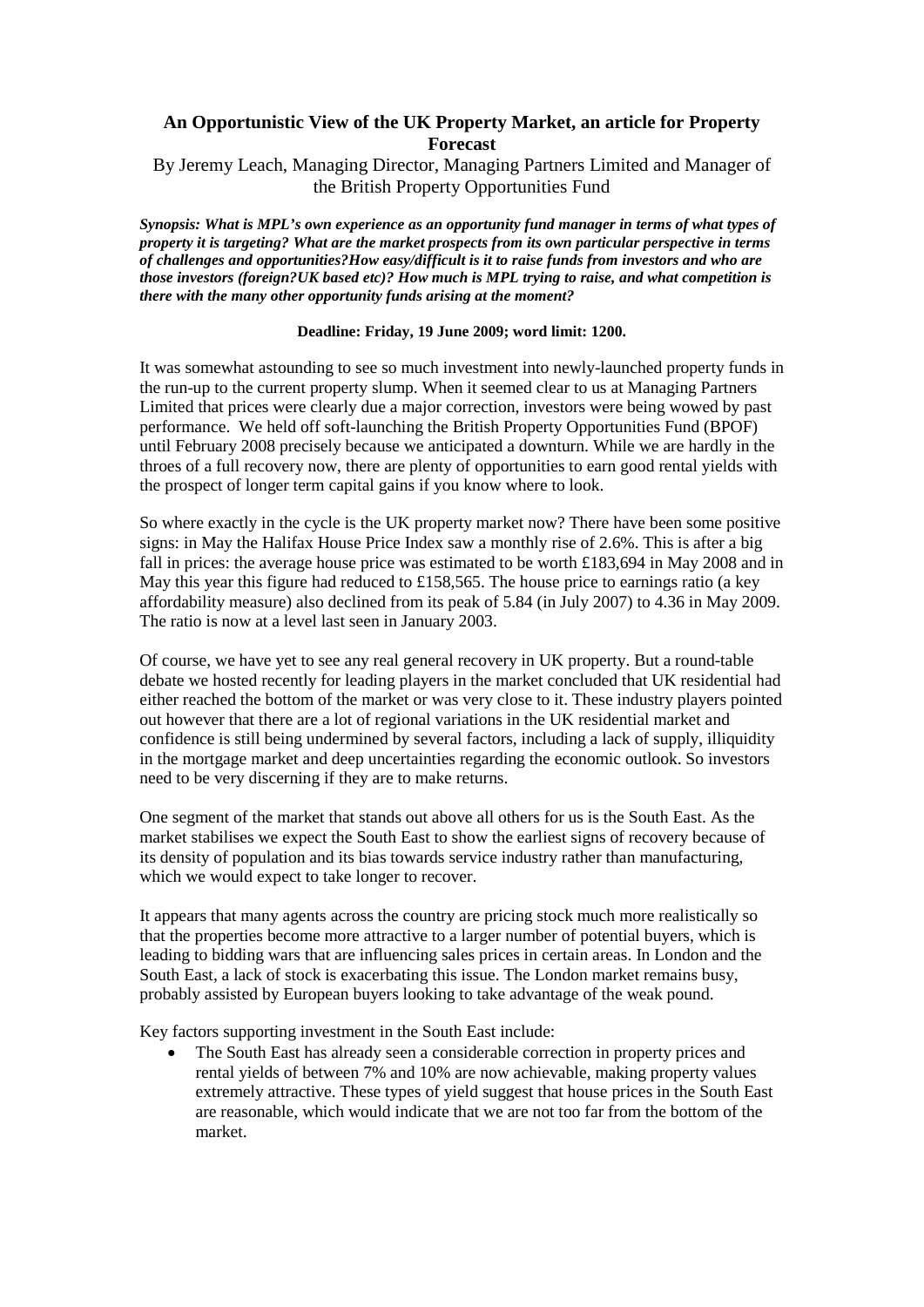# An Opportunistic View of the UK Property Market, an article for Property Forecast

By Jeremy Leach, Managing Director, Managing Partners Limited and Manager of the British Property Opportunities Fund

***Synopsis: What is MPL's own experience as an opportunity fund manager in terms of what types of property it is targeting? What are the market prospects from its own particular perspective in terms of challenges and opportunities?How easy/difficult is it to raise funds from investors and who are those investors (foreign?UK based etc)? How much is MPL trying to raise, and what competition is there with the many other opportunity funds arising at the moment?***

**Deadline: Friday, 19 June 2009; word limit: 1200.**

It was somewhat astounding to see so much investment into newly-launched property funds in the run-up to the current property slump. When it seemed clear to us at Managing Partners Limited that prices were clearly due a major correction, investors were being wowed by past performance. We held off soft-launching the British Property Opportunities Fund (BPOF) until February 2008 precisely because we anticipated a downturn. While we are hardly in the throes of a full recovery now, there are plenty of opportunities to earn good rental yields with the prospect of longer term capital gains if you know where to look.

So where exactly in the cycle is the UK property market now? There have been some positive signs: in May the Halifax House Price Index saw a monthly rise of 2.6%. This is after a big fall in prices: the average house price was estimated to be worth £183,694 in May 2008 and in May this year this figure had reduced to £158,565. The house price to earnings ratio (a key affordability measure) also declined from its peak of 5.84 (in July 2007) to 4.36 in May 2009. The ratio is now at a level last seen in January 2003.

Of course, we have yet to see any real general recovery in UK property. But a round-table debate we hosted recently for leading players in the market concluded that UK residential had either reached the bottom of the market or was very close to it. These industry players pointed out however that there are a lot of regional variations in the UK residential market and confidence is still being undermined by several factors, including a lack of supply, illiquidity in the mortgage market and deep uncertainties regarding the economic outlook. So investors need to be very discerning if they are to make returns.

One segment of the market that stands out above all others for us is the South East. As the market stabilises we expect the South East to show the earliest signs of recovery because of its density of population and its bias towards service industry rather than manufacturing, which we would expect to take longer to recover.

It appears that many agents across the country are pricing stock much more realistically so that the properties become more attractive to a larger number of potential buyers, which is leading to bidding wars that are influencing sales prices in certain areas. In London and the South East, a lack of stock is exacerbating this issue. The London market remains busy, probably assisted by European buyers looking to take advantage of the weak pound.

Key factors supporting investment in the South East include:

- The South East has already seen a considerable correction in property prices and rental yields of between 7% and 10% are now achievable, making property values extremely attractive. These types of yield suggest that house prices in the South East are reasonable, which would indicate that we are not too far from the bottom of the market.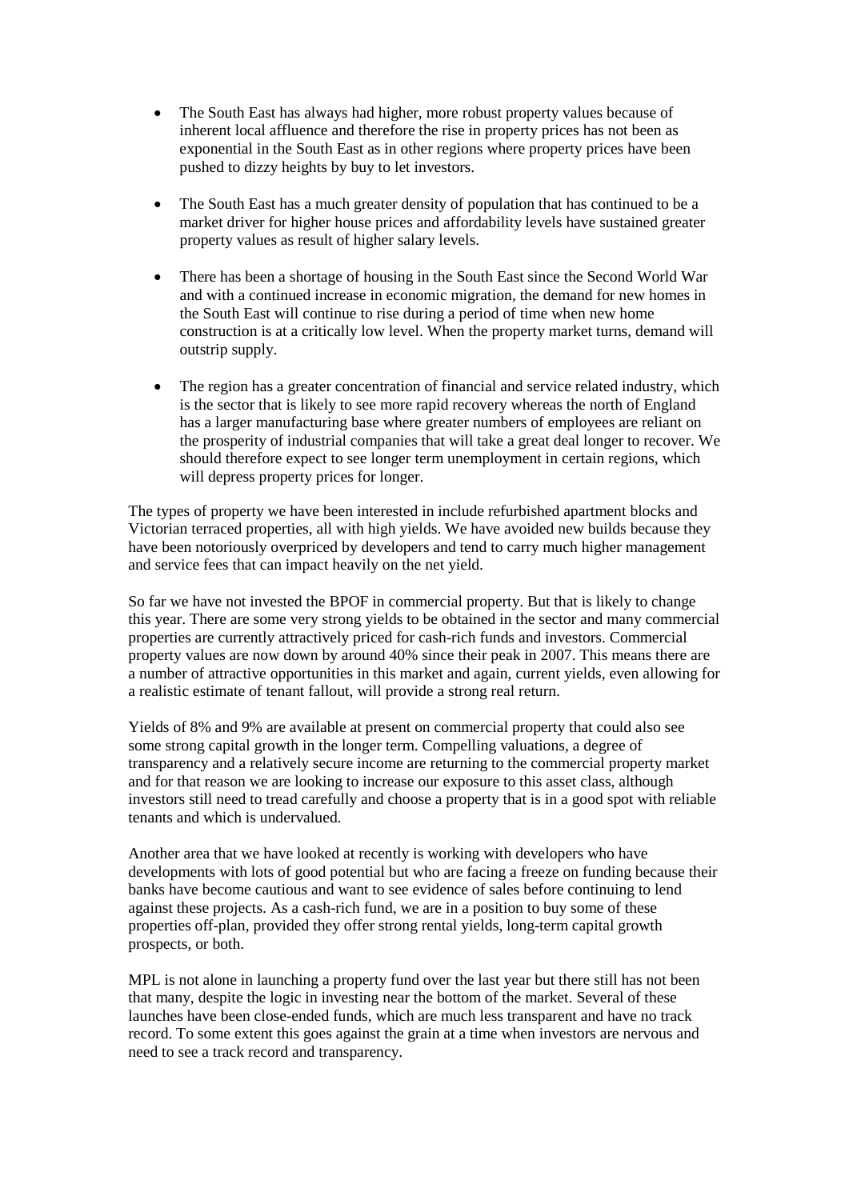- The South East has always had higher, more robust property values because of inherent local affluence and therefore the rise in property prices has not been as exponential in the South East as in other regions where property prices have been pushed to dizzy heights by buy to let investors.

- The South East has a much greater density of population that has continued to be a market driver for higher house prices and affordability levels have sustained greater property values as result of higher salary levels.

- There has been a shortage of housing in the South East since the Second World War and with a continued increase in economic migration, the demand for new homes in the South East will continue to rise during a period of time when new home construction is at a critically low level. When the property market turns, demand will outstrip supply.

- The region has a greater concentration of financial and service related industry, which is the sector that is likely to see more rapid recovery whereas the north of England has a larger manufacturing base where greater numbers of employees are reliant on the prosperity of industrial companies that will take a great deal longer to recover. We should therefore expect to see longer term unemployment in certain regions, which will depress property prices for longer.

The types of property we have been interested in include refurbished apartment blocks and Victorian terraced properties, all with high yields. We have avoided new builds because they have been notoriously overpriced by developers and tend to carry much higher management and service fees that can impact heavily on the net yield.

So far we have not invested the BPOF in commercial property. But that is likely to change this year. There are some very strong yields to be obtained in the sector and many commercial properties are currently attractively priced for cash-rich funds and investors. Commercial property values are now down by around 40% since their peak in 2007. This means there are a number of attractive opportunities in this market and again, current yields, even allowing for a realistic estimate of tenant fallout, will provide a strong real return.

Yields of 8% and 9% are available at present on commercial property that could also see some strong capital growth in the longer term. Compelling valuations, a degree of transparency and a relatively secure income are returning to the commercial property market and for that reason we are looking to increase our exposure to this asset class, although investors still need to tread carefully and choose a property that is in a good spot with reliable tenants and which is undervalued.

Another area that we have looked at recently is working with developers who have developments with lots of good potential but who are facing a freeze on funding because their banks have become cautious and want to see evidence of sales before continuing to lend against these projects. As a cash-rich fund, we are in a position to buy some of these properties off-plan, provided they offer strong rental yields, long-term capital growth prospects, or both.

MPL is not alone in launching a property fund over the last year but there still has not been that many, despite the logic in investing near the bottom of the market. Several of these launches have been close-ended funds, which are much less transparent and have no track record. To some extent this goes against the grain at a time when investors are nervous and need to see a track record and transparency.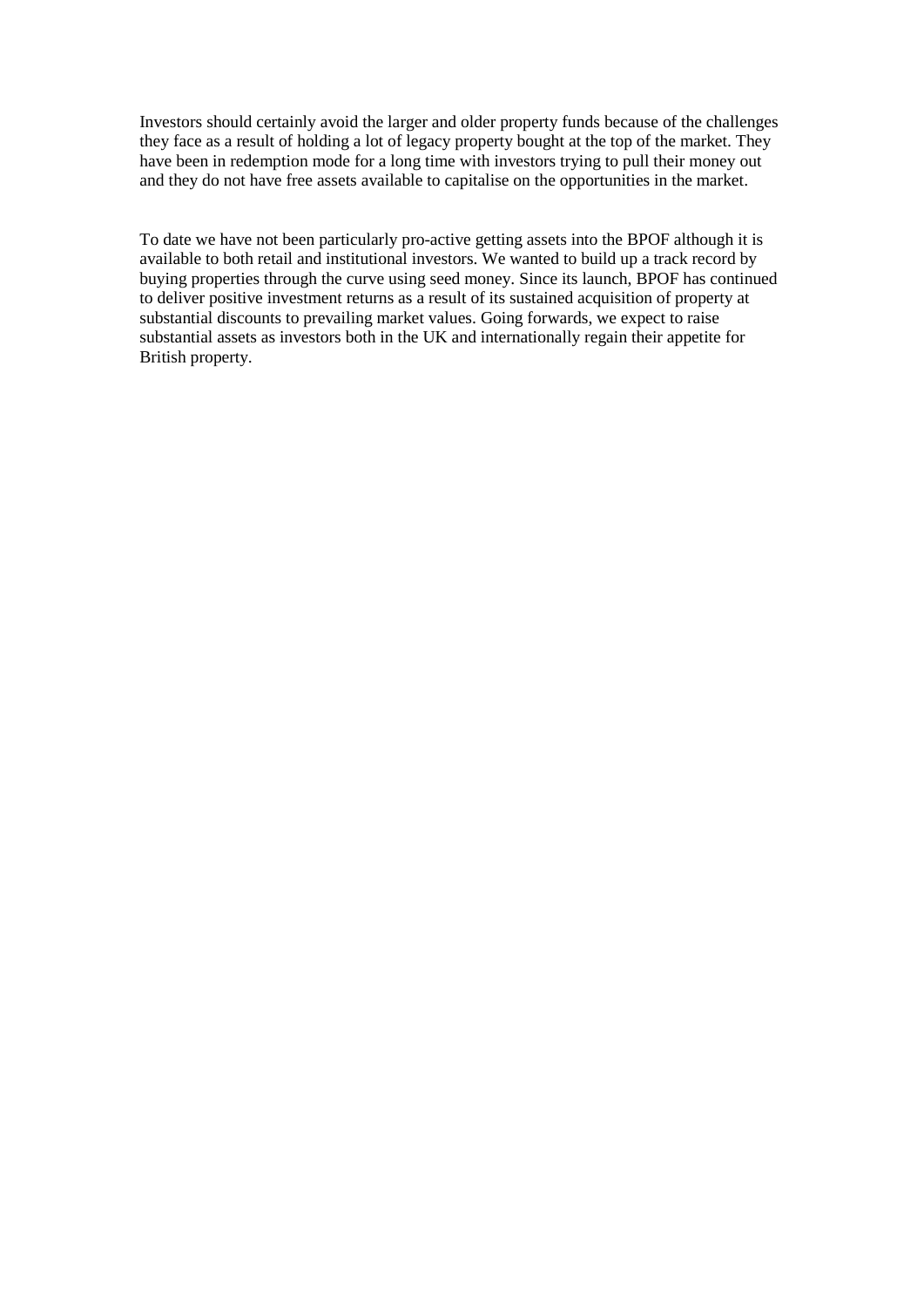Investors should certainly avoid the larger and older property funds because of the challenges they face as a result of holding a lot of legacy property bought at the top of the market. They have been in redemption mode for a long time with investors trying to pull their money out and they do not have free assets available to capitalise on the opportunities in the market.

To date we have not been particularly pro-active getting assets into the BPOF although it is available to both retail and institutional investors. We wanted to build up a track record by buying properties through the curve using seed money. Since its launch, BPOF has continued to deliver positive investment returns as a result of its sustained acquisition of property at substantial discounts to prevailing market values. Going forwards, we expect to raise substantial assets as investors both in the UK and internationally regain their appetite for British property.